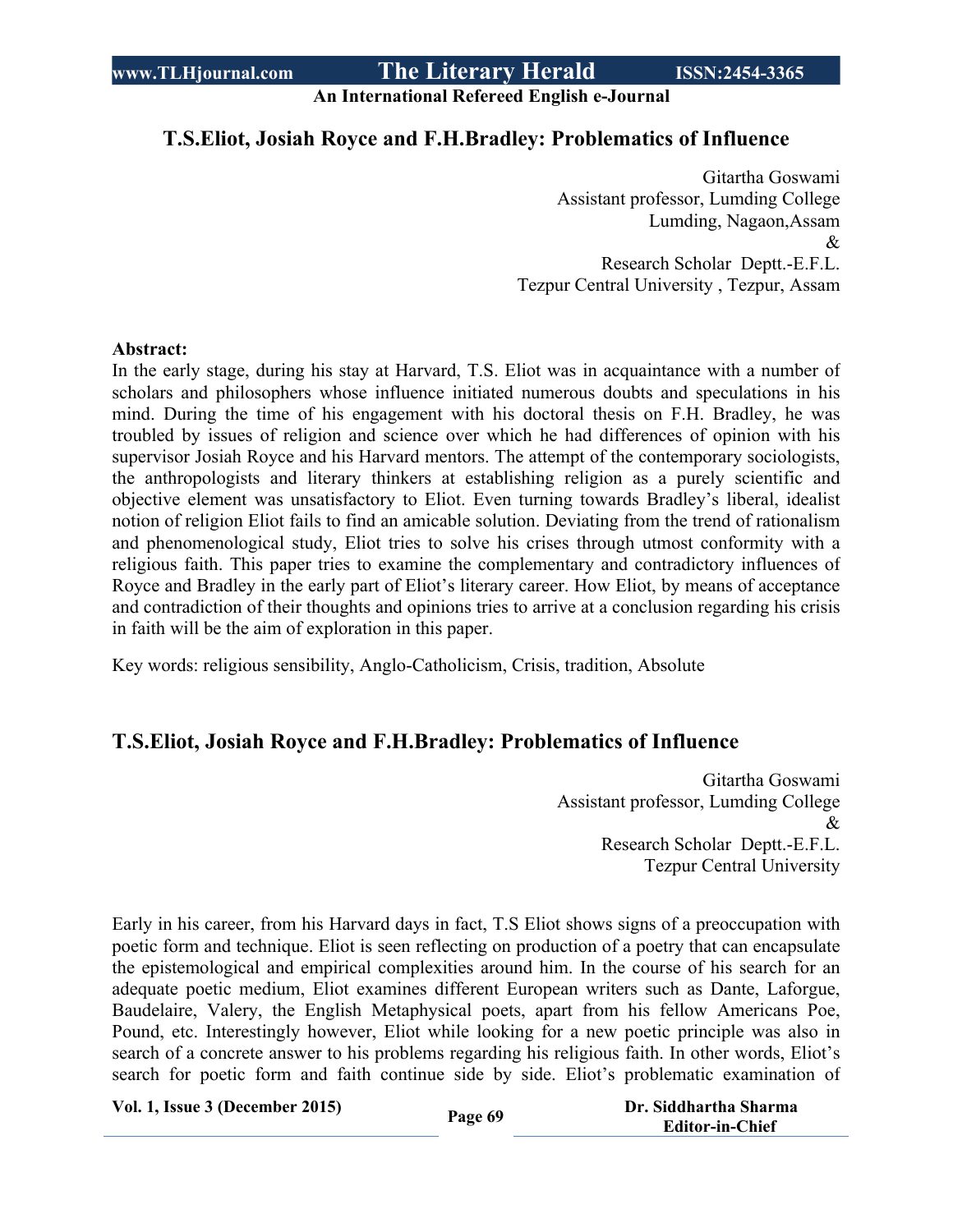# T.S.Eliot, Josiah Royce and F.H.Bradley: Problematics of Influence

Gitartha Goswami
Assistant professor, Lumding College
Lumding, Nagaon,Assam
&
Research Scholar Deptt.-E.F.L.
Tezpur Central University , Tezpur, Assam

**Abstract:**

In the early stage, during his stay at Harvard, T.S. Eliot was in acquaintance with a number of scholars and philosophers whose influence initiated numerous doubts and speculations in his mind. During the time of his engagement with his doctoral thesis on F.H. Bradley, he was troubled by issues of religion and science over which he had differences of opinion with his supervisor Josiah Royce and his Harvard mentors. The attempt of the contemporary sociologists, the anthropologists and literary thinkers at establishing religion as a purely scientific and objective element was unsatisfactory to Eliot. Even turning towards Bradley's liberal, idealist notion of religion Eliot fails to find an amicable solution. Deviating from the trend of rationalism and phenomenological study, Eliot tries to solve his crises through utmost conformity with a religious faith. This paper tries to examine the complementary and contradictory influences of Royce and Bradley in the early part of Eliot's literary career. How Eliot, by means of acceptance and contradiction of their thoughts and opinions tries to arrive at a conclusion regarding his crisis in faith will be the aim of exploration in this paper.

Key words: religious sensibility, Anglo-Catholicism, Crisis, tradition, Absolute

## T.S.Eliot, Josiah Royce and F.H.Bradley: Problematics of Influence

Gitartha Goswami
Assistant professor, Lumding College
&
Research Scholar Deptt.-E.F.L.
Tezpur Central University

Early in his career, from his Harvard days in fact, T.S Eliot shows signs of a preoccupation with poetic form and technique. Eliot is seen reflecting on production of a poetry that can encapsulate the epistemological and empirical complexities around him. In the course of his search for an adequate poetic medium, Eliot examines different European writers such as Dante, Laforgue, Baudelaire, Valery, the English Metaphysical poets, apart from his fellow Americans Poe, Pound, etc. Interestingly however, Eliot while looking for a new poetic principle was also in search of a concrete answer to his problems regarding his religious faith. In other words, Eliot's search for poetic form and faith continue side by side. Eliot's problematic examination of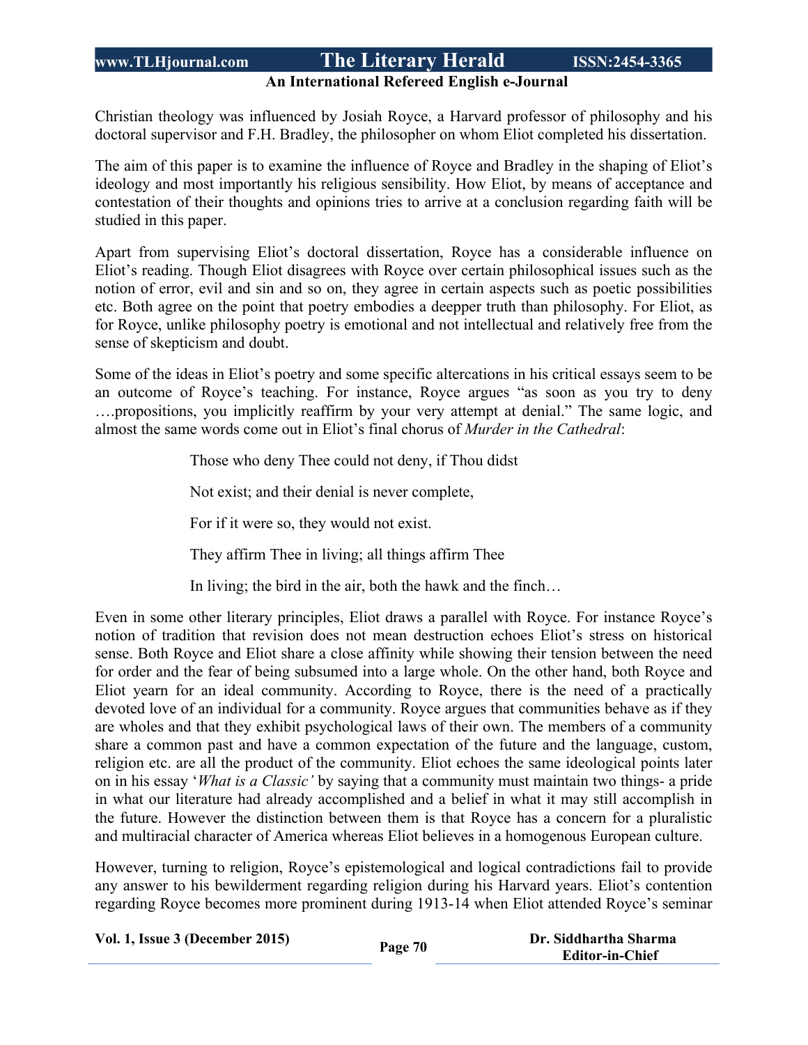Christian theology was influenced by Josiah Royce, a Harvard professor of philosophy and his doctoral supervisor and F.H. Bradley, the philosopher on whom Eliot completed his dissertation.

The aim of this paper is to examine the influence of Royce and Bradley in the shaping of Eliot's ideology and most importantly his religious sensibility. How Eliot, by means of acceptance and contestation of their thoughts and opinions tries to arrive at a conclusion regarding faith will be studied in this paper.

Apart from supervising Eliot's doctoral dissertation, Royce has a considerable influence on Eliot's reading. Though Eliot disagrees with Royce over certain philosophical issues such as the notion of error, evil and sin and so on, they agree in certain aspects such as poetic possibilities etc. Both agree on the point that poetry embodies a deepper truth than philosophy. For Eliot, as for Royce, unlike philosophy poetry is emotional and not intellectual and relatively free from the sense of skepticism and doubt.

Some of the ideas in Eliot's poetry and some specific altercations in his critical essays seem to be an outcome of Royce's teaching. For instance, Royce argues "as soon as you try to deny ….propositions, you implicitly reaffirm by your very attempt at denial." The same logic, and almost the same words come out in Eliot's final chorus of *Murder in the Cathedral*:

> Those who deny Thee could not deny, if Thou didst
>
> Not exist; and their denial is never complete,
>
> For if it were so, they would not exist.
>
> They affirm Thee in living; all things affirm Thee
>
> In living; the bird in the air, both the hawk and the finch…

Even in some other literary principles, Eliot draws a parallel with Royce. For instance Royce's notion of tradition that revision does not mean destruction echoes Eliot's stress on historical sense. Both Royce and Eliot share a close affinity while showing their tension between the need for order and the fear of being subsumed into a large whole. On the other hand, both Royce and Eliot yearn for an ideal community. According to Royce, there is the need of a practically devoted love of an individual for a community. Royce argues that communities behave as if they are wholes and that they exhibit psychological laws of their own. The members of a community share a common past and have a common expectation of the future and the language, custom, religion etc. are all the product of the community. Eliot echoes the same ideological points later on in his essay '*What is a Classic'* by saying that a community must maintain two things- a pride in what our literature had already accomplished and a belief in what it may still accomplish in the future. However the distinction between them is that Royce has a concern for a pluralistic and multiracial character of America whereas Eliot believes in a homogenous European culture.

However, turning to religion, Royce's epistemological and logical contradictions fail to provide any answer to his bewilderment regarding religion during his Harvard years. Eliot's contention regarding Royce becomes more prominent during 1913-14 when Eliot attended Royce's seminar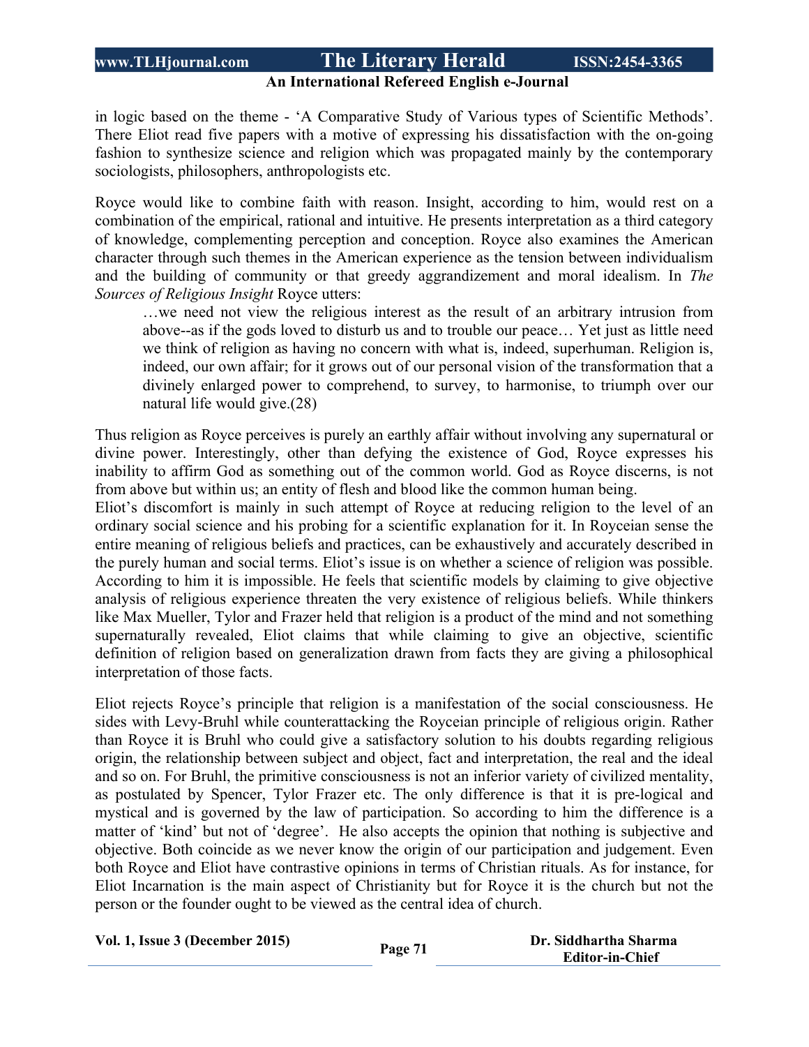in logic based on the theme - 'A Comparative Study of Various types of Scientific Methods'. There Eliot read five papers with a motive of expressing his dissatisfaction with the on-going fashion to synthesize science and religion which was propagated mainly by the contemporary sociologists, philosophers, anthropologists etc.

Royce would like to combine faith with reason. Insight, according to him, would rest on a combination of the empirical, rational and intuitive. He presents interpretation as a third category of knowledge, complementing perception and conception. Royce also examines the American character through such themes in the American experience as the tension between individualism and the building of community or that greedy aggrandizement and moral idealism. In *The Sources of Religious Insight* Royce utters:

> …we need not view the religious interest as the result of an arbitrary intrusion from above--as if the gods loved to disturb us and to trouble our peace… Yet just as little need we think of religion as having no concern with what is, indeed, superhuman. Religion is, indeed, our own affair; for it grows out of our personal vision of the transformation that a divinely enlarged power to comprehend, to survey, to harmonise, to triumph over our natural life would give.(28)

Thus religion as Royce perceives is purely an earthly affair without involving any supernatural or divine power. Interestingly, other than defying the existence of God, Royce expresses his inability to affirm God as something out of the common world. God as Royce discerns, is not from above but within us; an entity of flesh and blood like the common human being.
Eliot's discomfort is mainly in such attempt of Royce at reducing religion to the level of an ordinary social science and his probing for a scientific explanation for it. In Royceian sense the entire meaning of religious beliefs and practices, can be exhaustively and accurately described in the purely human and social terms. Eliot's issue is on whether a science of religion was possible. According to him it is impossible. He feels that scientific models by claiming to give objective analysis of religious experience threaten the very existence of religious beliefs. While thinkers like Max Mueller, Tylor and Frazer held that religion is a product of the mind and not something supernaturally revealed, Eliot claims that while claiming to give an objective, scientific definition of religion based on generalization drawn from facts they are giving a philosophical interpretation of those facts.

Eliot rejects Royce's principle that religion is a manifestation of the social consciousness. He sides with Levy-Bruhl while counterattacking the Royceian principle of religious origin. Rather than Royce it is Bruhl who could give a satisfactory solution to his doubts regarding religious origin, the relationship between subject and object, fact and interpretation, the real and the ideal and so on. For Bruhl, the primitive consciousness is not an inferior variety of civilized mentality, as postulated by Spencer, Tylor Frazer etc. The only difference is that it is pre-logical and mystical and is governed by the law of participation. So according to him the difference is a matter of 'kind' but not of 'degree'. He also accepts the opinion that nothing is subjective and objective. Both coincide as we never know the origin of our participation and judgement. Even both Royce and Eliot have contrastive opinions in terms of Christian rituals. As for instance, for Eliot Incarnation is the main aspect of Christianity but for Royce it is the church but not the person or the founder ought to be viewed as the central idea of church.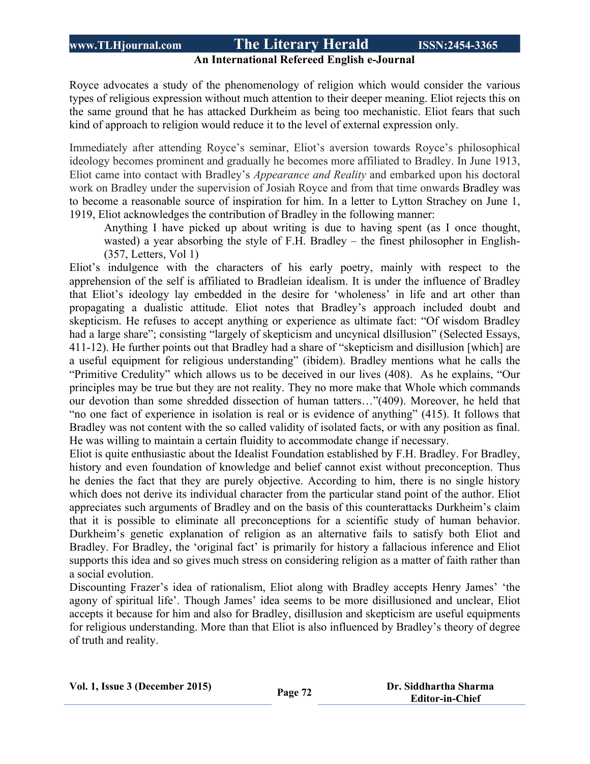Royce advocates a study of the phenomenology of religion which would consider the various types of religious expression without much attention to their deeper meaning. Eliot rejects this on the same ground that he has attacked Durkheim as being too mechanistic. Eliot fears that such kind of approach to religion would reduce it to the level of external expression only.

Immediately after attending Royce's seminar, Eliot's aversion towards Royce's philosophical ideology becomes prominent and gradually he becomes more affiliated to Bradley. In June 1913, Eliot came into contact with Bradley's *Appearance and Reality* and embarked upon his doctoral work on Bradley under the supervision of Josiah Royce and from that time onwards Bradley was to become a reasonable source of inspiration for him. In a letter to Lytton Strachey on June 1, 1919, Eliot acknowledges the contribution of Bradley in the following manner:

> Anything I have picked up about writing is due to having spent (as I once thought, wasted) a year absorbing the style of F.H. Bradley – the finest philosopher in English- (357, Letters, Vol 1)

Eliot's indulgence with the characters of his early poetry, mainly with respect to the apprehension of the self is affiliated to Bradleian idealism. It is under the influence of Bradley that Eliot's ideology lay embedded in the desire for 'wholeness' in life and art other than propagating a dualistic attitude. Eliot notes that Bradley's approach included doubt and skepticism. He refuses to accept anything or experience as ultimate fact: "Of wisdom Bradley had a large share"; consisting "largely of skepticism and uncynical dlsillusion" (Selected Essays, 411-12). He further points out that Bradley had a share of "skepticism and disillusion [which] are a useful equipment for religious understanding" (ibidem). Bradley mentions what he calls the "Primitive Credulity" which allows us to be deceived in our lives (408). As he explains, "Our principles may be true but they are not reality. They no more make that Whole which commands our devotion than some shredded dissection of human tatters…"(409). Moreover, he held that "no one fact of experience in isolation is real or is evidence of anything" (415). It follows that Bradley was not content with the so called validity of isolated facts, or with any position as final. He was willing to maintain a certain fluidity to accommodate change if necessary.

Eliot is quite enthusiastic about the Idealist Foundation established by F.H. Bradley. For Bradley, history and even foundation of knowledge and belief cannot exist without preconception. Thus he denies the fact that they are purely objective. According to him, there is no single history which does not derive its individual character from the particular stand point of the author. Eliot appreciates such arguments of Bradley and on the basis of this counterattacks Durkheim's claim that it is possible to eliminate all preconceptions for a scientific study of human behavior. Durkheim's genetic explanation of religion as an alternative fails to satisfy both Eliot and Bradley. For Bradley, the 'original fact' is primarily for history a fallacious inference and Eliot supports this idea and so gives much stress on considering religion as a matter of faith rather than a social evolution.

Discounting Frazer's idea of rationalism, Eliot along with Bradley accepts Henry James' 'the agony of spiritual life'. Though James' idea seems to be more disillusioned and unclear, Eliot accepts it because for him and also for Bradley, disillusion and skepticism are useful equipments for religious understanding. More than that Eliot is also influenced by Bradley's theory of degree of truth and reality.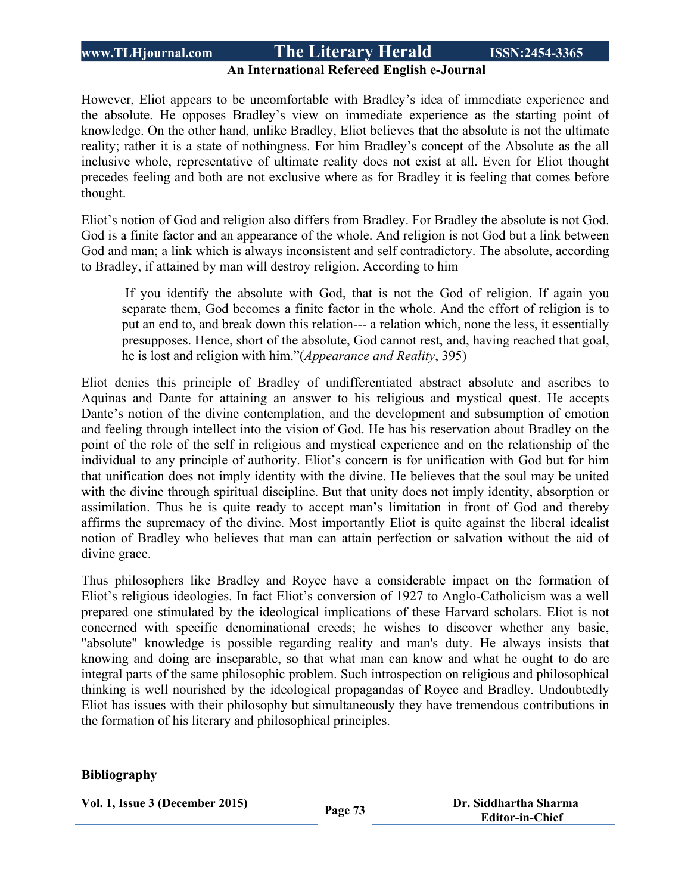However, Eliot appears to be uncomfortable with Bradley's idea of immediate experience and the absolute. He opposes Bradley's view on immediate experience as the starting point of knowledge. On the other hand, unlike Bradley, Eliot believes that the absolute is not the ultimate reality; rather it is a state of nothingness. For him Bradley's concept of the Absolute as the all inclusive whole, representative of ultimate reality does not exist at all. Even for Eliot thought precedes feeling and both are not exclusive where as for Bradley it is feeling that comes before thought.

Eliot's notion of God and religion also differs from Bradley. For Bradley the absolute is not God. God is a finite factor and an appearance of the whole. And religion is not God but a link between God and man; a link which is always inconsistent and self contradictory. The absolute, according to Bradley, if attained by man will destroy religion. According to him

> If you identify the absolute with God, that is not the God of religion. If again you separate them, God becomes a finite factor in the whole. And the effort of religion is to put an end to, and break down this relation--- a relation which, none the less, it essentially presupposes. Hence, short of the absolute, God cannot rest, and, having reached that goal, he is lost and religion with him."(*Appearance and Reality*, 395)

Eliot denies this principle of Bradley of undifferentiated abstract absolute and ascribes to Aquinas and Dante for attaining an answer to his religious and mystical quest. He accepts Dante's notion of the divine contemplation, and the development and subsumption of emotion and feeling through intellect into the vision of God. He has his reservation about Bradley on the point of the role of the self in religious and mystical experience and on the relationship of the individual to any principle of authority. Eliot's concern is for unification with God but for him that unification does not imply identity with the divine. He believes that the soul may be united with the divine through spiritual discipline. But that unity does not imply identity, absorption or assimilation. Thus he is quite ready to accept man's limitation in front of God and thereby affirms the supremacy of the divine. Most importantly Eliot is quite against the liberal idealist notion of Bradley who believes that man can attain perfection or salvation without the aid of divine grace.

Thus philosophers like Bradley and Royce have a considerable impact on the formation of Eliot's religious ideologies. In fact Eliot's conversion of 1927 to Anglo-Catholicism was a well prepared one stimulated by the ideological implications of these Harvard scholars. Eliot is not concerned with specific denominational creeds; he wishes to discover whether any basic, "absolute" knowledge is possible regarding reality and man's duty. He always insists that knowing and doing are inseparable, so that what man can know and what he ought to do are integral parts of the same philosophic problem. Such introspection on religious and philosophical thinking is well nourished by the ideological propagandas of Royce and Bradley. Undoubtedly Eliot has issues with their philosophy but simultaneously they have tremendous contributions in the formation of his literary and philosophical principles.

**Bibliography**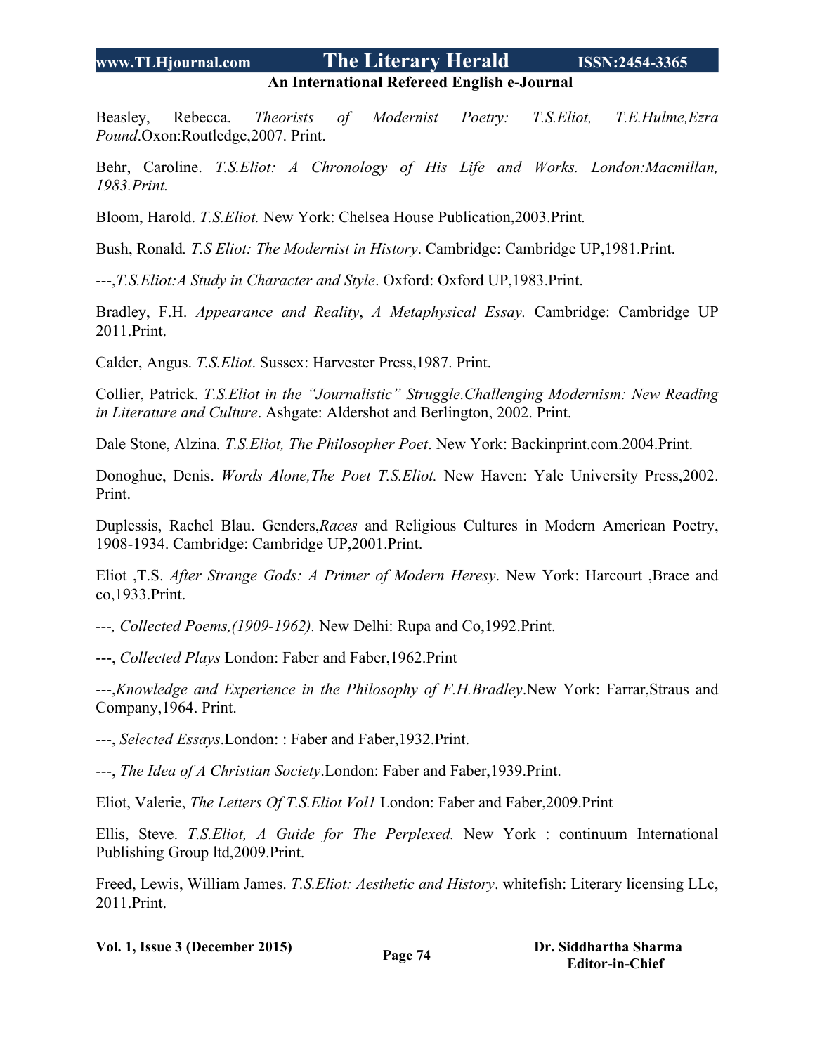Beasley, Rebecca. *Theorists of Modernist Poetry: T.S.Eliot, T.E.Hulme,Ezra Pound*.Oxon:Routledge,2007. Print.

Behr, Caroline. *T.S.Eliot: A Chronology of His Life and Works. London:Macmillan, 1983.Print.*

Bloom, Harold. *T.S.Eliot.* New York: Chelsea House Publication,2003.Print*.*

Bush, Ronald*. T.S Eliot: The Modernist in History*. Cambridge: Cambridge UP,1981.Print.

---,*T.S.Eliot:A Study in Character and Style*. Oxford: Oxford UP,1983.Print.

Bradley, F.H. *Appearance and Reality*, *A Metaphysical Essay.* Cambridge: Cambridge UP 2011.Print.

Calder, Angus. *T.S.Eliot*. Sussex: Harvester Press,1987. Print.

Collier, Patrick. *T.S.Eliot in the "Journalistic" Struggle.Challenging Modernism: New Reading in Literature and Culture*. Ashgate: Aldershot and Berlington, 2002. Print.

Dale Stone, Alzina*. T.S.Eliot, The Philosopher Poet*. New York: Backinprint.com.2004.Print.

Donoghue, Denis. *Words Alone,The Poet T.S.Eliot.* New Haven: Yale University Press,2002. Print.

Duplessis, Rachel Blau. Genders,*Races* and Religious Cultures in Modern American Poetry, 1908-1934. Cambridge: Cambridge UP,2001.Print.

Eliot ,T.S. *After Strange Gods: A Primer of Modern Heresy*. New York: Harcourt ,Brace and co,1933.Print.

*---, Collected Poems,(1909-1962).* New Delhi: Rupa and Co,1992.Print.

---, *Collected Plays* London: Faber and Faber,1962.Print

---,*Knowledge and Experience in the Philosophy of F.H.Bradley*.New York: Farrar,Straus and Company,1964. Print.

---, *Selected Essays*.London: : Faber and Faber,1932.Print.

---, *The Idea of A Christian Society*.London: Faber and Faber,1939.Print.

Eliot, Valerie, *The Letters Of T.S.Eliot Vol1* London: Faber and Faber,2009.Print

Ellis, Steve. *T.S.Eliot, A Guide for The Perplexed.* New York : continuum International Publishing Group ltd,2009.Print.

Freed, Lewis, William James. *T.S.Eliot: Aesthetic and History*. whitefish: Literary licensing LLc, 2011.Print.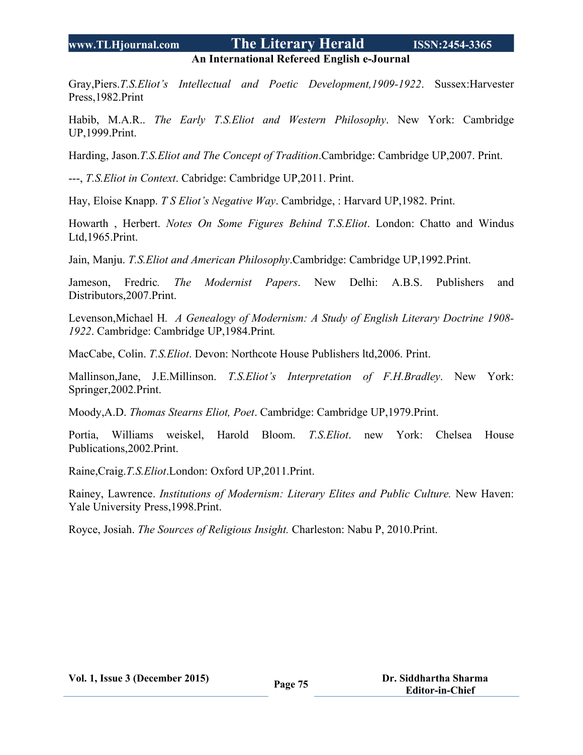Gray,Piers.*T.S.Eliot's Intellectual and Poetic Development,1909-1922*. Sussex:Harvester Press,1982.Print

Habib, M.A.R.. *The Early T.S.Eliot and Western Philosophy*. New York: Cambridge UP,1999.Print.

Harding, Jason.*T.S.Eliot and The Concept of Tradition*.Cambridge: Cambridge UP,2007. Print.

---, *T.S.Eliot in Context*. Cabridge: Cambridge UP,2011. Print.

Hay, Eloise Knapp. *T S Eliot's Negative Way*. Cambridge, : Harvard UP,1982. Print.

Howarth , Herbert. *Notes On Some Figures Behind T.S.Eliot*. London: Chatto and Windus Ltd,1965.Print.

Jain, Manju. *T.S.Eliot and American Philosophy*.Cambridge: Cambridge UP,1992.Print.

Jameson, Fredric. *The Modernist Papers*. New Delhi: A.B.S. Publishers and Distributors,2007.Print.

Levenson,Michael H. *A Genealogy of Modernism: A Study of English Literary Doctrine 1908-1922*. Cambridge: Cambridge UP,1984.Print.

MacCabe, Colin. *T.S.Eliot*. Devon: Northcote House Publishers ltd,2006. Print.

Mallinson,Jane, J.E.Millinson. *T.S.Eliot's Interpretation of F.H.Bradley*. New York: Springer,2002.Print.

Moody,A.D. *Thomas Stearns Eliot, Poet*. Cambridge: Cambridge UP,1979.Print.

Portia, Williams weiskel, Harold Bloom. *T.S.Eliot*. new York: Chelsea House Publications,2002.Print.

Raine,Craig.*T.S.Eliot*.London: Oxford UP,2011.Print.

Rainey, Lawrence. *Institutions of Modernism: Literary Elites and Public Culture.* New Haven: Yale University Press,1998.Print.

Royce, Josiah. *The Sources of Religious Insight.* Charleston: Nabu P, 2010.Print.